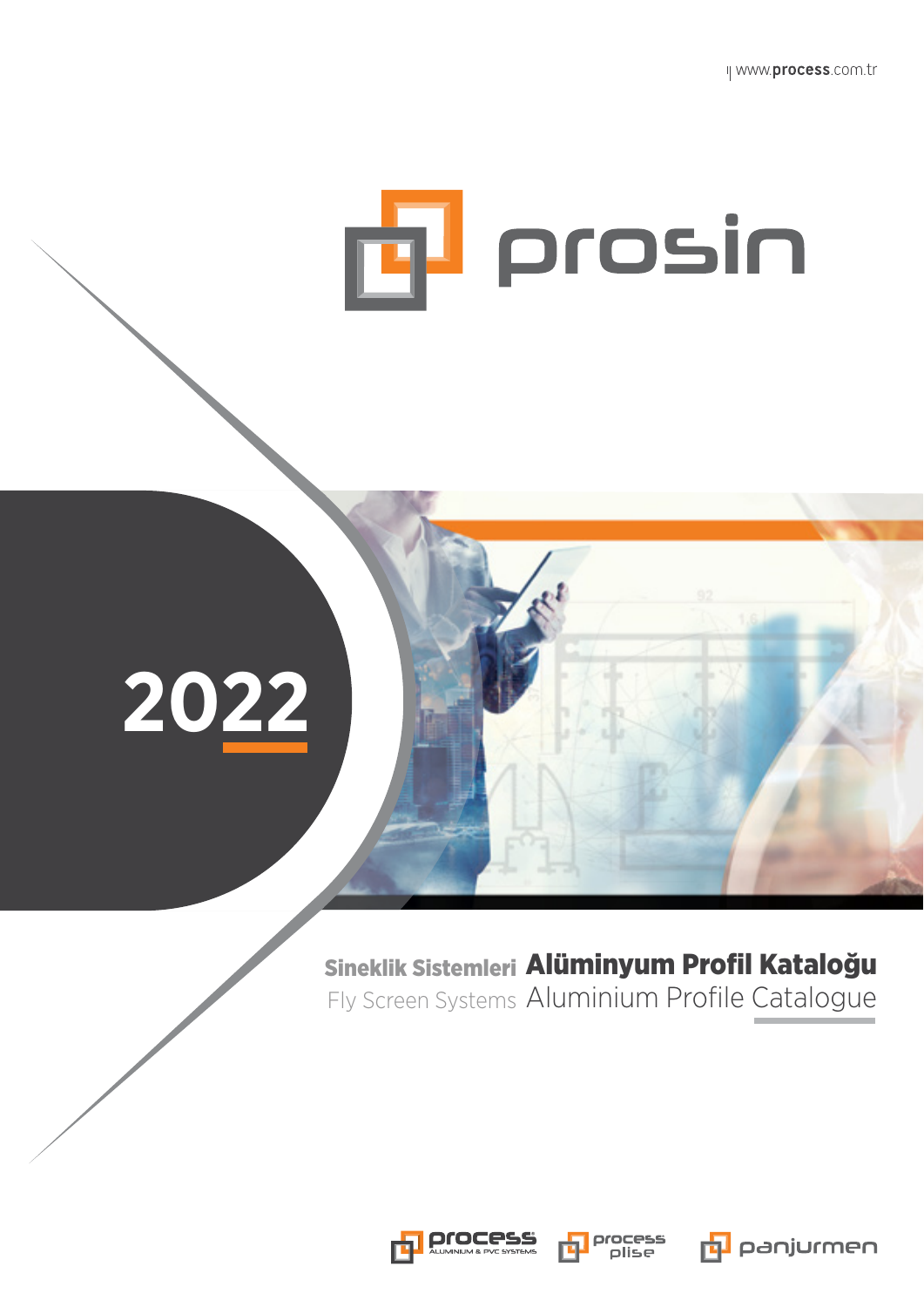www.process.com.tr

# prosin

2022

**Sineklik Sistemleri** **Alüminyum Profil Kataloğu**

Fly Screen Systems Aluminium Profile Catalogue

process ALUMINIUM & PVC SYSTEMS

process plise

panjurmen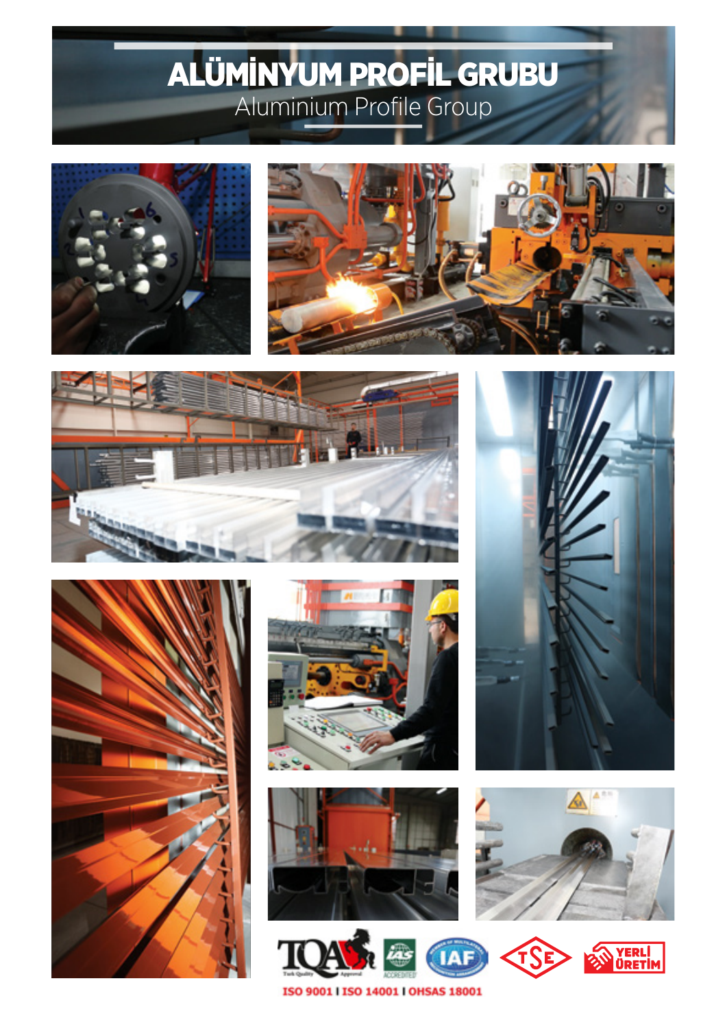# ALÜMİNYUM PROFİL GRUBU

Aluminium Profile Group

ISO 9001 I ISO 14001 I OHSAS 18001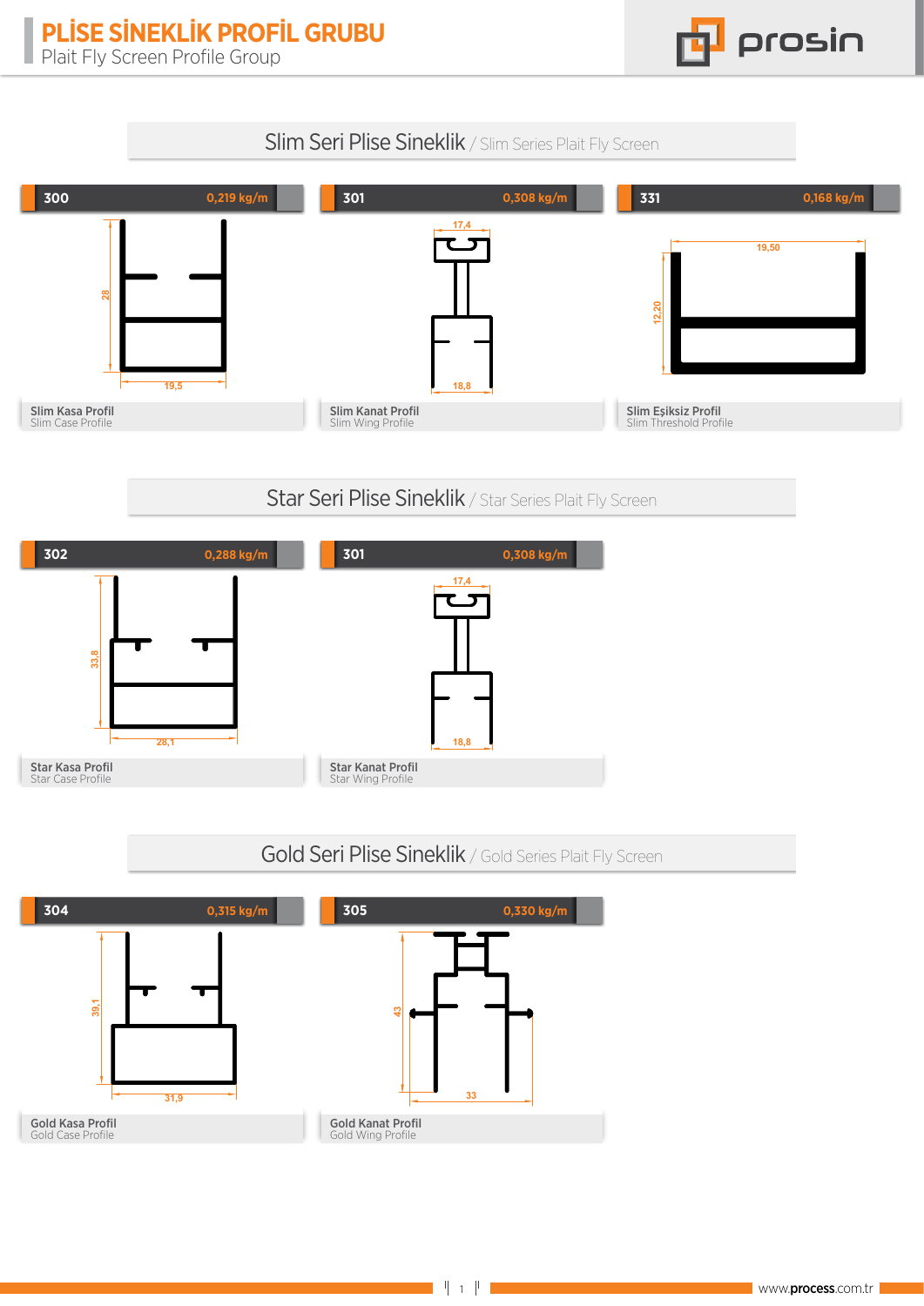# PLİSE SİNEKLİK PROFİL GRUBU

Plait Fly Screen Profile Group

## Slim Seri Plise Sineklik / Slim Series Plait Fly Screen

**300** — 0,219 kg/m

28 / 19,5

**Slim Kasa Profil**
Slim Case Profile

**301** — 0,308 kg/m

17,4 / 18,8

**Slim Kanat Profil**
Slim Wing Profile

**331** — 0,168 kg/m

19,50 / 12,20

**Slim Eşiksiz Profil**
Slim Threshold Profile

## Star Seri Plise Sineklik / Star Series Plait Fly Screen

**302** — 0,288 kg/m

33,8 / 28,1

**Star Kasa Profil**
Star Case Profile

**301** — 0,308 kg/m

17,4 / 18,8

**Star Kanat Profil**
Star Wing Profile

## Gold Seri Plise Sineklik / Gold Series Plait Fly Screen

**304** — 0,315 kg/m

39,1 / 31,9

**Gold Kasa Profil**
Gold Case Profile

**305** — 0,330 kg/m

43 / 33

**Gold Kanat Profil**
Gold Wing Profile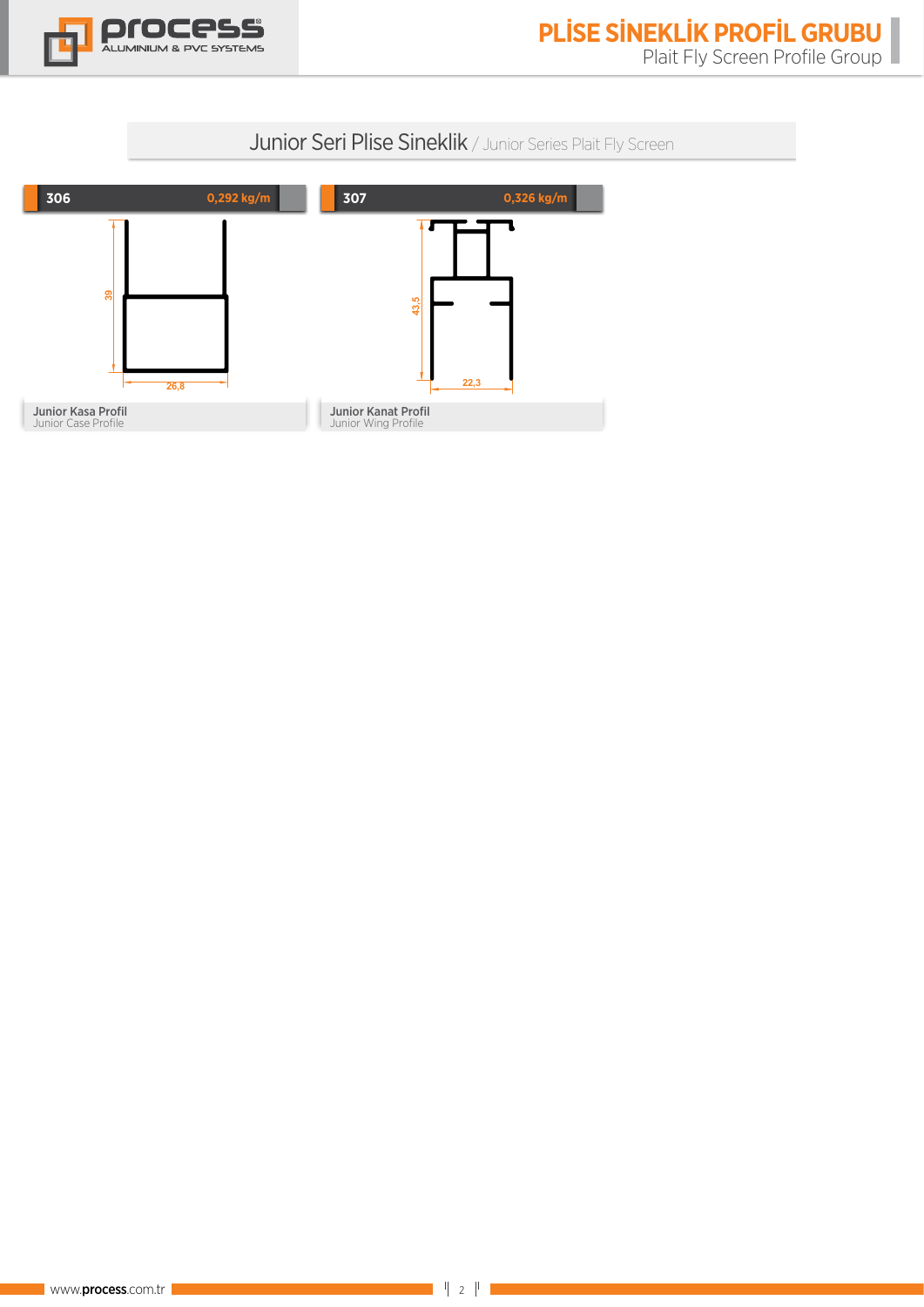# PLİSE SİNEKLİK PROFİL GRUBU
Plait Fly Screen Profile Group

## Junior Seri Plise Sineklik / Junior Series Plait Fly Screen

**306** — 0,292 kg/m

39

26,8

**Junior Kasa Profil**
Junior Case Profile

**307** — 0,326 kg/m

43,5

22,3

**Junior Kanat Profil**
Junior Wing Profile

www.**process**.com.tr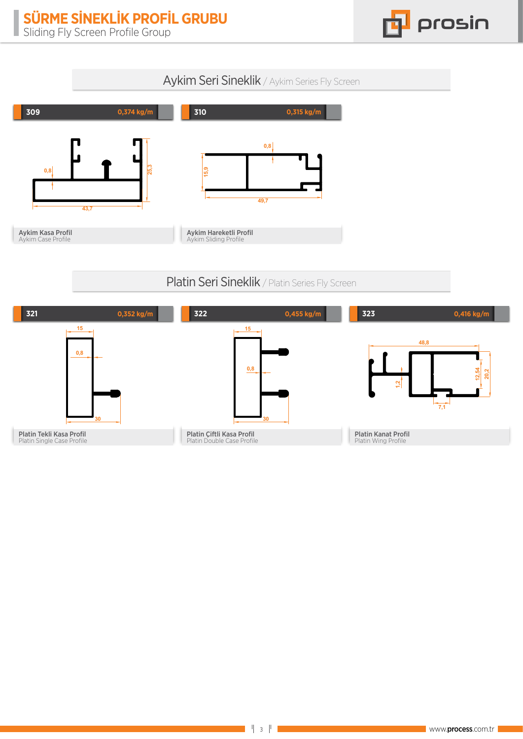# SÜRME SİNEKLİK PROFİL GRUBU
Sliding Fly Screen Profile Group

## Aykim Seri Sineklik / Aykim Series Fly Screen

**309** — 0,374 kg/m

0,8 · 25,3 · 43,7

Aykim Kasa Profil
Aykim Case Profile

**310** — 0,315 kg/m

0,8 · 15,9 · 49,7

Aykim Hareketli Profil
Aykim Sliding Profile

## Platin Seri Sineklik / Platin Series Fly Screen

**321** — 0,352 kg/m

15 · 0,8 · 30

Platin Tekli Kasa Profil
Platin Single Case Profile

**322** — 0,455 kg/m

15 · 0,8 · 30

Platin Çiftli Kasa Profil
Platin Double Case Profile

**323** — 0,416 kg/m

48,8 · 1,2 · 12,54 · 20,2 · 7,1

Platin Kanat Profil
Platin Wing Profile

www.process.com.tr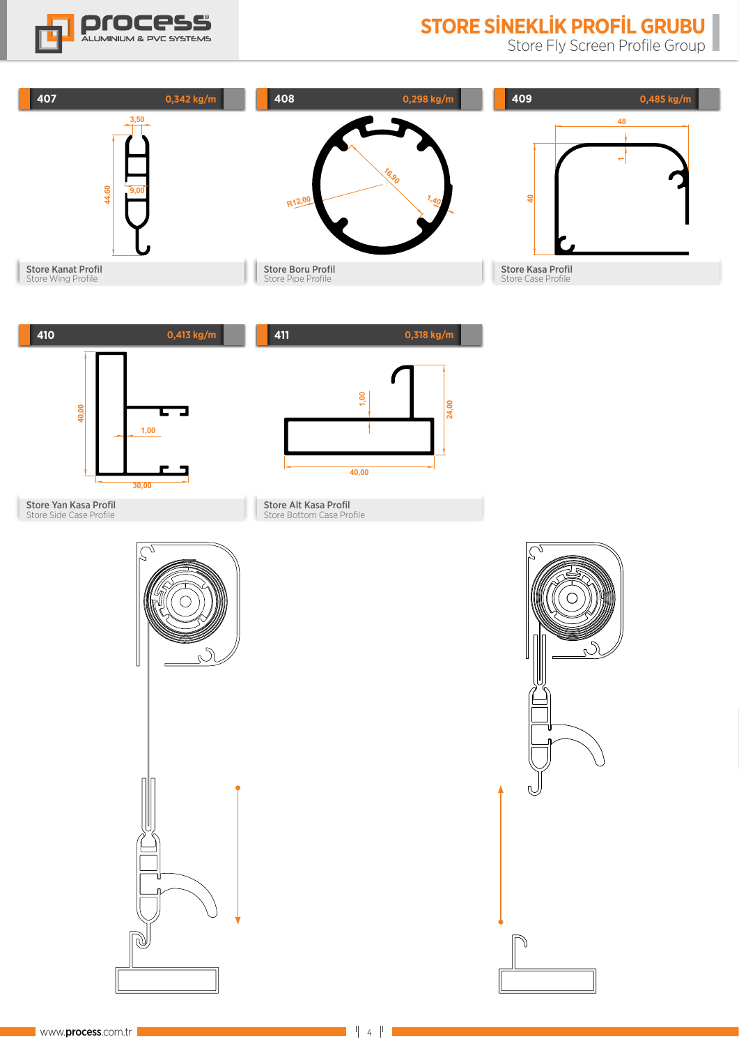# STORE SİNEKLİK PROFİL GRUBU

Store Fly Screen Profile Group

## 407 — 0,342 kg/m

3,50

9,00

44,60

**Store Kanat Profil**
Store Wing Profile

## 408 — 0,298 kg/m

16,90

R12,00

1,40

**Store Boru Profil**
Store Pipe Profile

## 409 — 0,485 kg/m

48

1

40

**Store Kasa Profil**
Store Case Profile

## 410 — 0,413 kg/m

40,00

1,00

30,00

**Store Yan Kasa Profil**
Store Side Case Profile

## 411 — 0,318 kg/m

1,00

24,00

40,00

**Store Alt Kasa Profil**
Store Bottom Case Profile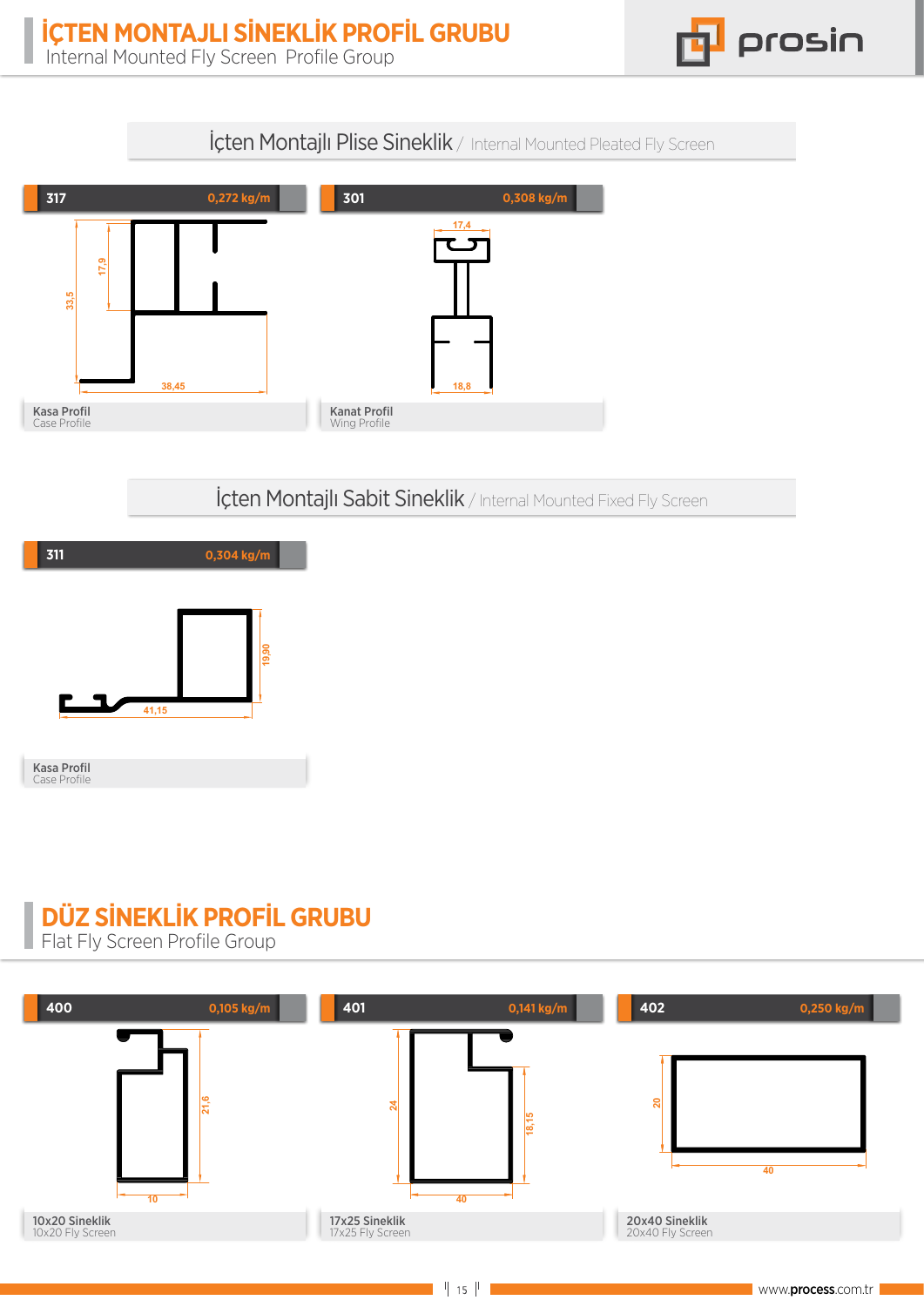# İÇTEN MONTAJLI SİNEKLİK PROFİL GRUBU
Internal Mounted Fly Screen Profile Group

prosin

## İçten Montajlı Plise Sineklik / Internal Mounted Pleated Fly Screen

**317** — 0,272 kg/m

33,5 | 17,9 | 38,45

Kasa Profil
Case Profile

**301** — 0,308 kg/m

17,4 | 18,8

Kanat Profil
Wing Profile

## İçten Montajlı Sabit Sineklik / Internal Mounted Fixed Fly Screen

**311** — 0,304 kg/m

19,90 | 41,15

Kasa Profil
Case Profile

# DÜZ SİNEKLİK PROFİL GRUBU
Flat Fly Screen Profile Group

**400** — 0,105 kg/m

21,6 | 10

10x20 Sineklik
10x20 Fly Screen

**401** — 0,141 kg/m

24 | 18,15 | 40

17x25 Sineklik
17x25 Fly Screen

**402** — 0,250 kg/m

20 | 40

20x40 Sineklik
20x40 Fly Screen

www.process.com.tr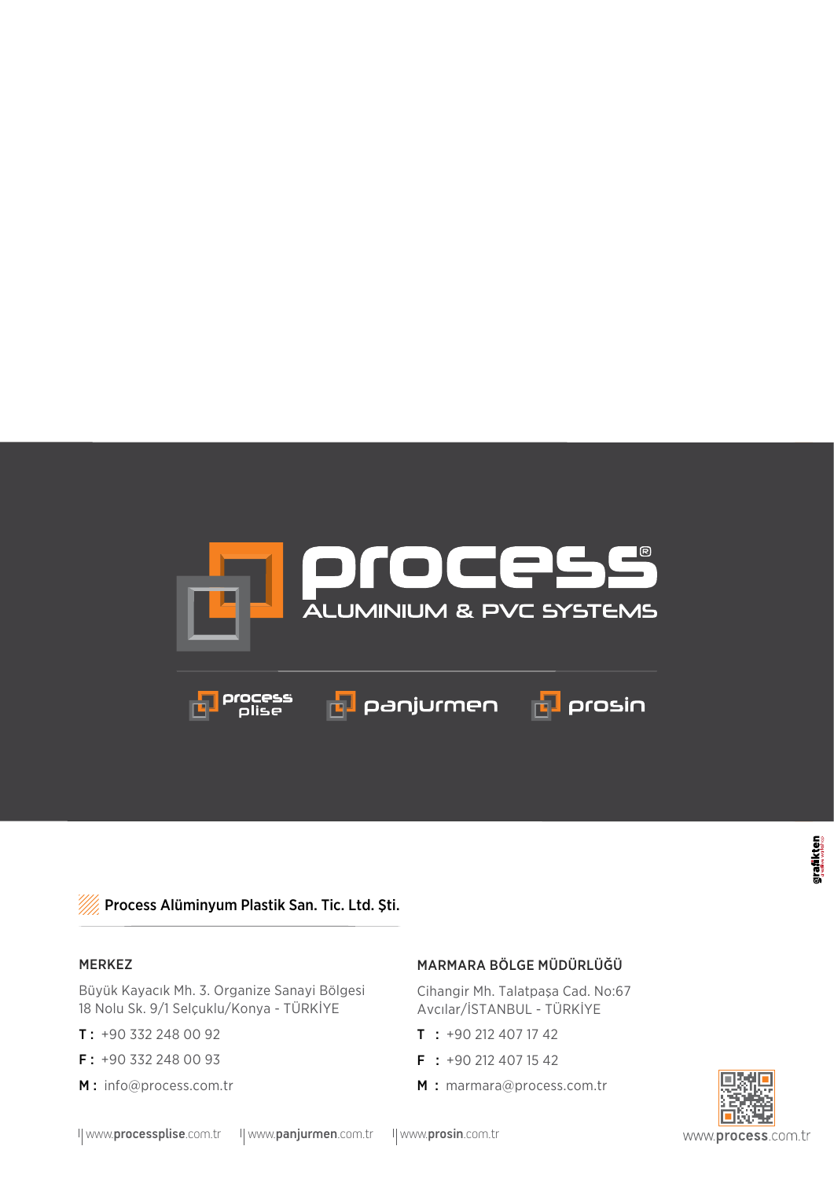process®
ALUMINIUM & PVC SYSTEMS

process plise    panjurmen    prosin

## Process Alüminyum Plastik San. Tic. Ltd. Şti.

### MERKEZ

Büyük Kayacık Mh. 3. Organize Sanayi Bölgesi
18 Nolu Sk. 9/1 Selçuklu/Konya - TÜRKİYE

**T :** +90 332 248 00 92

**F :** +90 332 248 00 93

**M :** info@process.com.tr

### MARMARA BÖLGE MÜDÜRLÜĞÜ

Cihangir Mh. Talatpaşa Cad. No:67
Avcılar/İSTANBUL - TÜRKİYE

**T :** +90 212 407 17 42

**F :** +90 212 407 15 42

**M :** marmara@process.com.tr

www.**processplise**.com.tr | www.**panjurmen**.com.tr | www.**prosin**.com.tr

www.**process**.com.tr